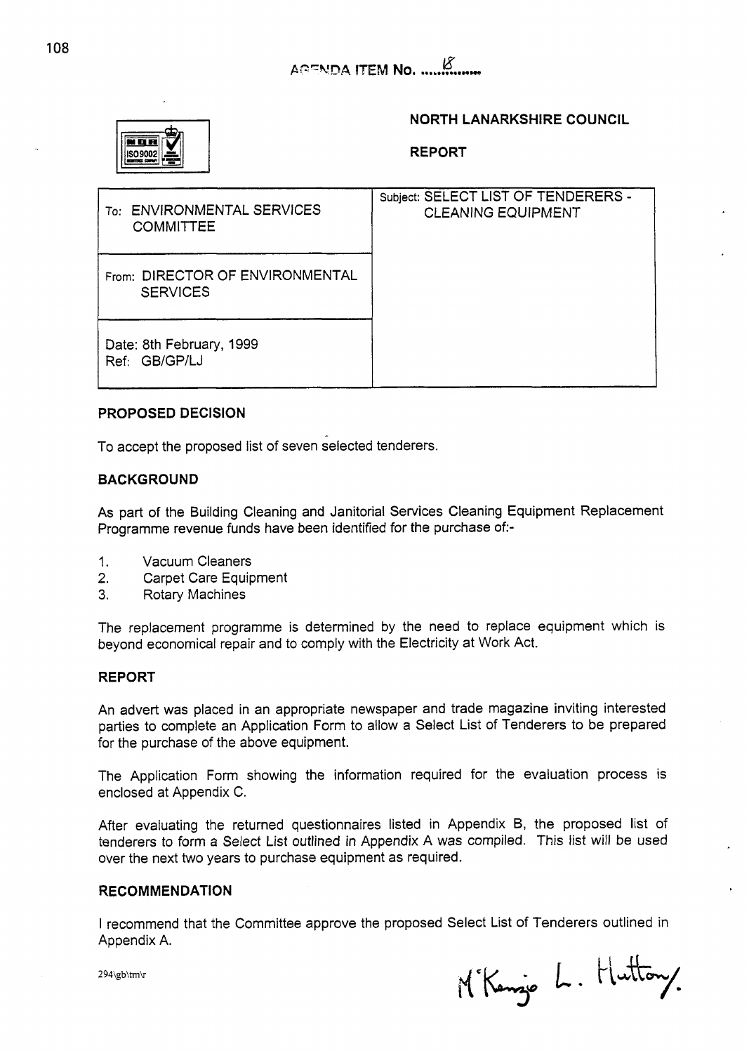AGENDA ITEM No. 8

**NORTH LANARKSHIRE COUNCIL**

**REPORT**

| | |
|---|---|
| To: ENVIRONMENTAL SERVICES COMMITTEE | Subject: SELECT LIST OF TENDERERS - CLEANING EQUIPMENT |
| From: DIRECTOR OF ENVIRONMENTAL SERVICES | |
| Date: 8th February, 1999<br>Ref: GB/GP/LJ | |

## PROPOSED DECISION

To accept the proposed list of seven selected tenderers.

## BACKGROUND

As part of the Building Cleaning and Janitorial Services Cleaning Equipment Replacement Programme revenue funds have been identified for the purchase of:-

1. Vacuum Cleaners
2. Carpet Care Equipment
3. Rotary Machines

The replacement programme is determined by the need to replace equipment which is beyond economical repair and to comply with the Electricity at Work Act.

## REPORT

An advert was placed in an appropriate newspaper and trade magazine inviting interested parties to complete an Application Form to allow a Select List of Tenderers to be prepared for the purchase of the above equipment.

The Application Form showing the information required for the evaluation process is enclosed at Appendix C.

After evaluating the returned questionnaires listed in Appendix B, the proposed list of tenderers to form a Select List outlined in Appendix A was compiled. This list will be used over the next two years to purchase equipment as required.

## RECOMMENDATION

I recommend that the Committee approve the proposed Select List of Tenderers outlined in Appendix A.

294\gb\tm\r

M'Kenzie L. Hutton.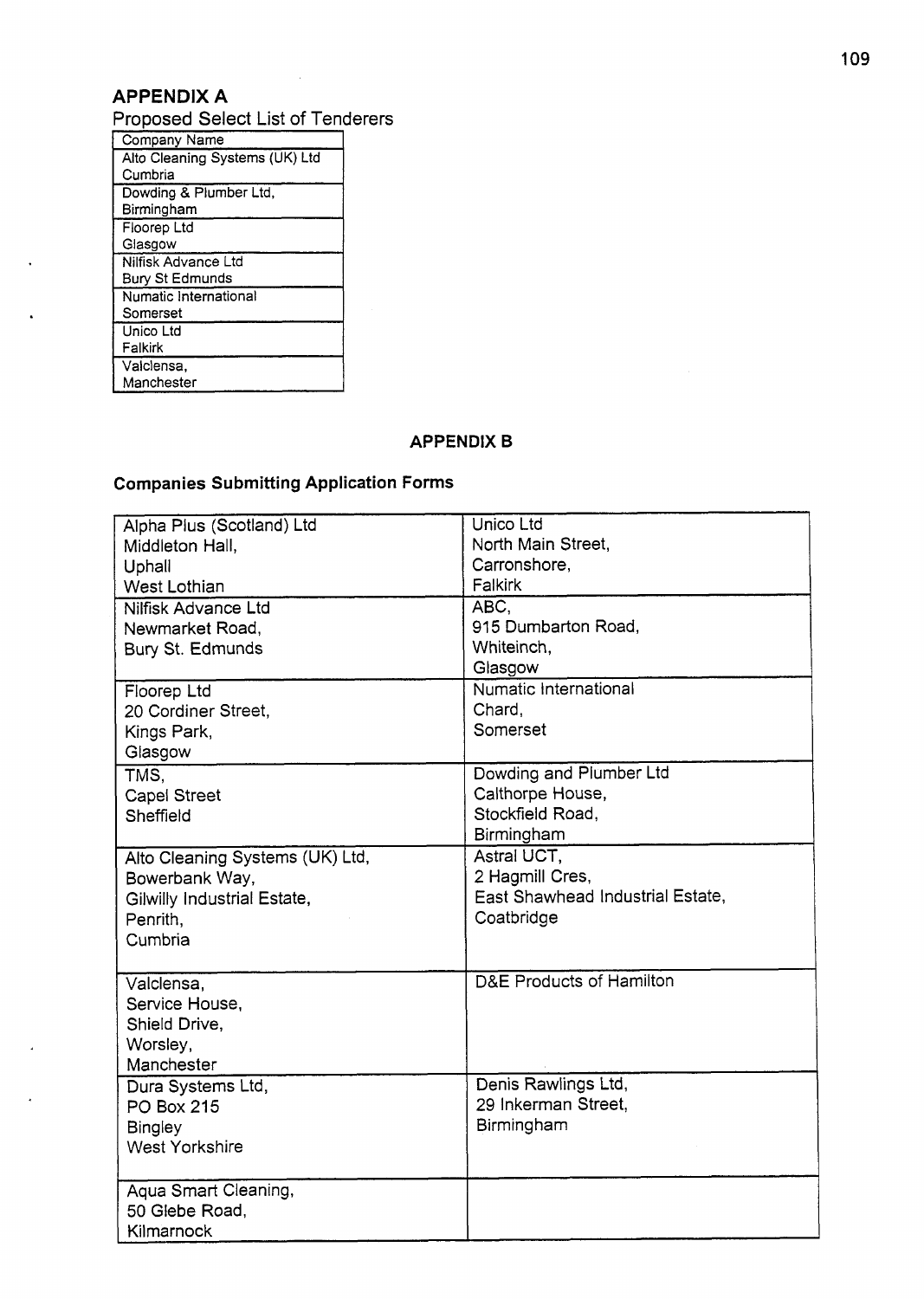## APPENDIX A

Proposed Select List of Tenderers

| Company Name |
|---|
| Alto Cleaning Systems (UK) Ltd Cumbria |
| Dowding & Plumber Ltd, Birmingham |
| Floorep Ltd Glasgow |
| Nilfisk Advance Ltd Bury St Edmunds |
| Numatic International Somerset |
| Unico Ltd Falkirk |
| Valclensa, Manchester |

## APPENDIX B

### Companies Submitting Application Forms

| | |
|---|---|
| Alpha Plus (Scotland) Ltd Middleton Hall, Uphall West Lothian | Unico Ltd North Main Street, Carronshore, Falkirk |
| Nilfisk Advance Ltd Newmarket Road, Bury St. Edmunds | ABC, 915 Dumbarton Road, Whiteinch, Glasgow |
| Floorep Ltd 20 Cordiner Street, Kings Park, Glasgow | Numatic International Chard, Somerset |
| TMS, Capel Street Sheffield | Dowding and Plumber Ltd Calthorpe House, Stockfield Road, Birmingham |
| Alto Cleaning Systems (UK) Ltd, Bowerbank Way, Gilwilly Industrial Estate, Penrith, Cumbria | Astral UCT, 2 Hagmill Cres, East Shawhead Industrial Estate, Coatbridge |
| Valclensa, Service House, Shield Drive, Worsley, Manchester | D&E Products of Hamilton |
| Dura Systems Ltd, PO Box 215 Bingley West Yorkshire | Denis Rawlings Ltd, 29 Inkerman Street, Birmingham |
| Aqua Smart Cleaning, 50 Glebe Road, Kilmarnock | |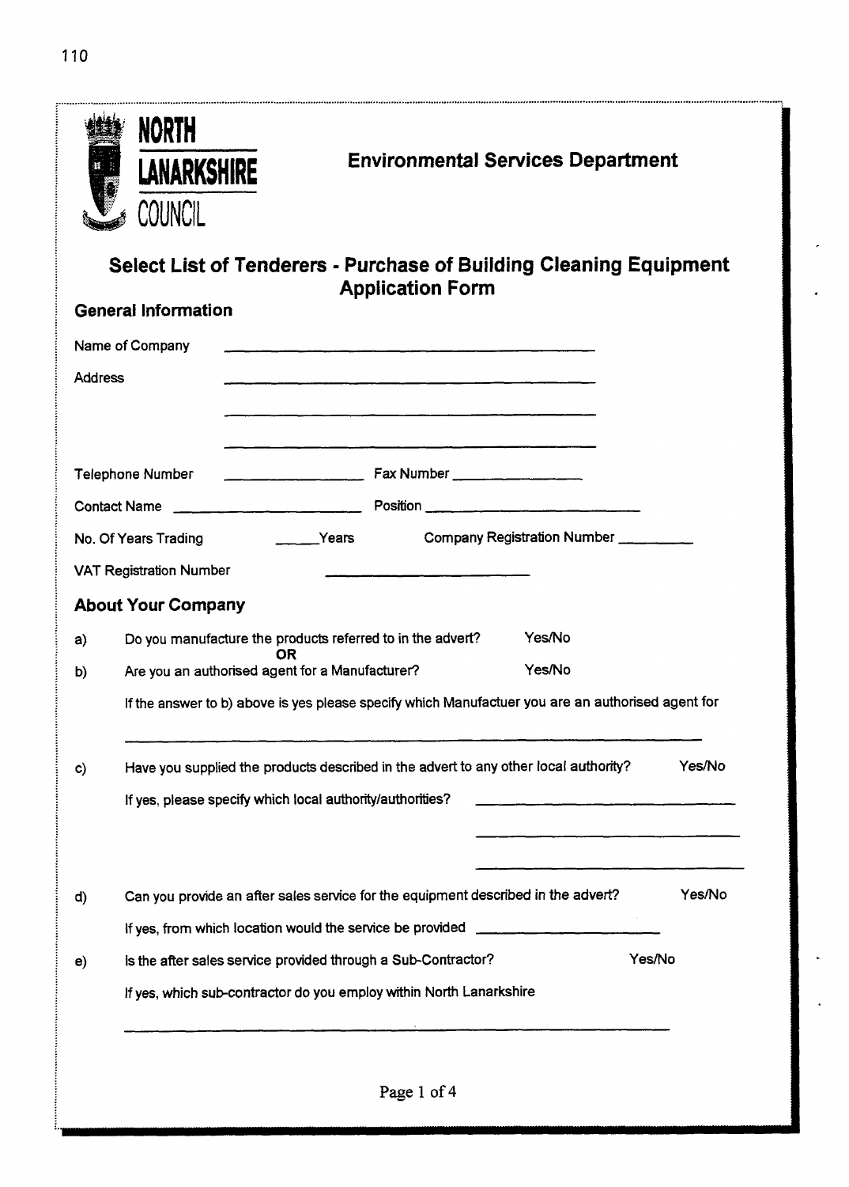**NORTH LANARKSHIRE COUNCIL**

**Environmental Services Department**

# Select List of Tenderers - Purchase of Building Cleaning Equipment Application Form

## General Information

Name of Company \_\_\_\_\_\_\_\_\_\_\_\_\_\_\_\_\_\_\_\_\_\_\_\_\_\_\_\_\_\_\_\_\_\_\_\_\_\_\_\_

Address \_\_\_\_\_\_\_\_\_\_\_\_\_\_\_\_\_\_\_\_\_\_\_\_\_\_\_\_\_\_\_\_\_\_\_\_\_\_\_\_

\_\_\_\_\_\_\_\_\_\_\_\_\_\_\_\_\_\_\_\_\_\_\_\_\_\_\_\_\_\_\_\_\_\_\_\_\_\_\_\_

\_\_\_\_\_\_\_\_\_\_\_\_\_\_\_\_\_\_\_\_\_\_\_\_\_\_\_\_\_\_\_\_\_\_\_\_\_\_\_\_

Telephone Number \_\_\_\_\_\_\_\_\_\_\_\_\_\_\_\_ Fax Number \_\_\_\_\_\_\_\_\_\_\_\_\_\_\_\_

Contact Name \_\_\_\_\_\_\_\_\_\_\_\_\_\_\_\_\_\_\_\_\_\_ Position \_\_\_\_\_\_\_\_\_\_\_\_\_\_\_\_\_\_\_\_\_\_\_\_\_\_

No. Of Years Trading \_\_\_\_\_Years Company Registration Number \_\_\_\_\_\_\_\_\_

VAT Registration Number \_\_\_\_\_\_\_\_\_\_\_\_\_\_\_\_\_\_\_\_\_\_

## About Your Company

a) Do you manufacture the products referred to in the advert? Yes/No

**OR**

b) Are you an authorised agent for a Manufacturer? Yes/No

If the answer to b) above is yes please specify which Manufactuer you are an authorised agent for

\_\_\_\_\_\_\_\_\_\_\_\_\_\_\_\_\_\_\_\_\_\_\_\_\_\_\_\_\_\_\_\_\_\_\_\_\_\_\_\_\_\_\_\_\_\_\_\_\_\_\_\_\_\_\_\_\_\_\_\_

c) Have you supplied the products described in the advert to any other local authority? Yes/No

If yes, please specify which local authority/authorities? \_\_\_\_\_\_\_\_\_\_\_\_\_\_\_\_\_\_\_\_\_\_\_\_\_\_\_\_

\_\_\_\_\_\_\_\_\_\_\_\_\_\_\_\_\_\_\_\_\_\_\_\_\_\_\_\_

\_\_\_\_\_\_\_\_\_\_\_\_\_\_\_\_\_\_\_\_\_\_\_\_\_\_\_\_

d) Can you provide an after sales service for the equipment described in the advert? Yes/No

If yes, from which location would the service be provided \_\_\_\_\_\_\_\_\_\_\_\_\_\_\_\_\_\_\_\_\_\_\_

e) Is the after sales service provided through a Sub-Contractor? Yes/No

If yes, which sub-contractor do you employ within North Lanarkshire

\_\_\_\_\_\_\_\_\_\_\_\_\_\_\_\_\_\_\_\_\_\_\_\_\_\_\_\_\_\_\_\_\_\_\_\_\_\_\_\_\_\_\_\_\_\_\_\_\_\_\_\_\_\_\_\_\_\_\_\_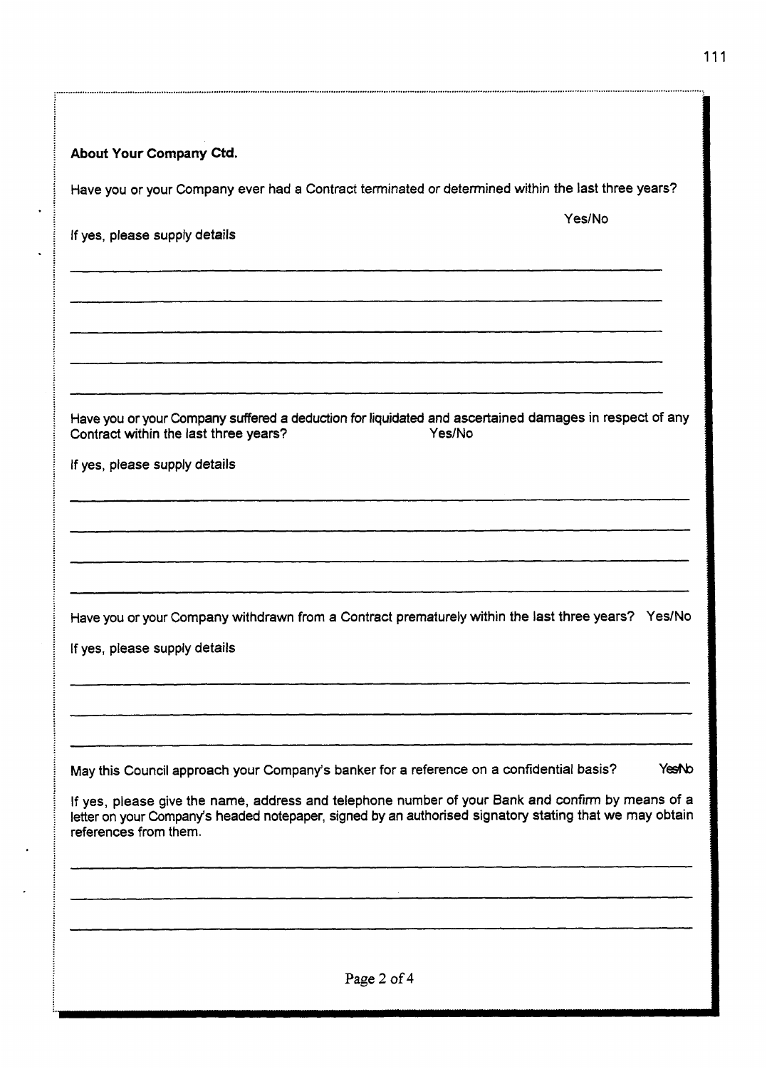**About Your Company Ctd.**

Have you or your Company ever had a Contract terminated or determined within the last three years?

Yes/No

If yes, please supply details

\_\_\_\_\_\_\_\_\_\_\_\_\_\_\_\_\_\_\_\_\_\_\_\_\_\_\_\_\_\_\_\_\_\_\_\_\_\_\_\_\_\_\_\_\_\_\_\_\_\_\_\_\_\_\_\_\_\_\_\_

\_\_\_\_\_\_\_\_\_\_\_\_\_\_\_\_\_\_\_\_\_\_\_\_\_\_\_\_\_\_\_\_\_\_\_\_\_\_\_\_\_\_\_\_\_\_\_\_\_\_\_\_\_\_\_\_\_\_\_\_

\_\_\_\_\_\_\_\_\_\_\_\_\_\_\_\_\_\_\_\_\_\_\_\_\_\_\_\_\_\_\_\_\_\_\_\_\_\_\_\_\_\_\_\_\_\_\_\_\_\_\_\_\_\_\_\_\_\_\_\_

\_\_\_\_\_\_\_\_\_\_\_\_\_\_\_\_\_\_\_\_\_\_\_\_\_\_\_\_\_\_\_\_\_\_\_\_\_\_\_\_\_\_\_\_\_\_\_\_\_\_\_\_\_\_\_\_\_\_\_\_

\_\_\_\_\_\_\_\_\_\_\_\_\_\_\_\_\_\_\_\_\_\_\_\_\_\_\_\_\_\_\_\_\_\_\_\_\_\_\_\_\_\_\_\_\_\_\_\_\_\_\_\_\_\_\_\_\_\_\_\_

Have you or your Company suffered a deduction for liquidated and ascertained damages in respect of any Contract within the last three years? Yes/No

If yes, please supply details

\_\_\_\_\_\_\_\_\_\_\_\_\_\_\_\_\_\_\_\_\_\_\_\_\_\_\_\_\_\_\_\_\_\_\_\_\_\_\_\_\_\_\_\_\_\_\_\_\_\_\_\_\_\_\_\_\_\_\_\_

\_\_\_\_\_\_\_\_\_\_\_\_\_\_\_\_\_\_\_\_\_\_\_\_\_\_\_\_\_\_\_\_\_\_\_\_\_\_\_\_\_\_\_\_\_\_\_\_\_\_\_\_\_\_\_\_\_\_\_\_

\_\_\_\_\_\_\_\_\_\_\_\_\_\_\_\_\_\_\_\_\_\_\_\_\_\_\_\_\_\_\_\_\_\_\_\_\_\_\_\_\_\_\_\_\_\_\_\_\_\_\_\_\_\_\_\_\_\_\_\_

\_\_\_\_\_\_\_\_\_\_\_\_\_\_\_\_\_\_\_\_\_\_\_\_\_\_\_\_\_\_\_\_\_\_\_\_\_\_\_\_\_\_\_\_\_\_\_\_\_\_\_\_\_\_\_\_\_\_\_\_

Have you or your Company withdrawn from a Contract prematurely within the last three years? Yes/No

If yes, please supply details

\_\_\_\_\_\_\_\_\_\_\_\_\_\_\_\_\_\_\_\_\_\_\_\_\_\_\_\_\_\_\_\_\_\_\_\_\_\_\_\_\_\_\_\_\_\_\_\_\_\_\_\_\_\_\_\_\_\_\_\_

\_\_\_\_\_\_\_\_\_\_\_\_\_\_\_\_\_\_\_\_\_\_\_\_\_\_\_\_\_\_\_\_\_\_\_\_\_\_\_\_\_\_\_\_\_\_\_\_\_\_\_\_\_\_\_\_\_\_\_\_

\_\_\_\_\_\_\_\_\_\_\_\_\_\_\_\_\_\_\_\_\_\_\_\_\_\_\_\_\_\_\_\_\_\_\_\_\_\_\_\_\_\_\_\_\_\_\_\_\_\_\_\_\_\_\_\_\_\_\_\_

May this Council approach your Company's banker for a reference on a confidential basis? Yes/No

If yes, please give the name, address and telephone number of your Bank and confirm by means of a letter on your Company's headed notepaper, signed by an authorised signatory stating that we may obtain references from them.

\_\_\_\_\_\_\_\_\_\_\_\_\_\_\_\_\_\_\_\_\_\_\_\_\_\_\_\_\_\_\_\_\_\_\_\_\_\_\_\_\_\_\_\_\_\_\_\_\_\_\_\_\_\_\_\_\_\_\_\_

\_\_\_\_\_\_\_\_\_\_\_\_\_\_\_\_\_\_\_\_\_\_\_\_\_\_\_\_\_\_\_\_\_\_\_\_\_\_\_\_\_\_\_\_\_\_\_\_\_\_\_\_\_\_\_\_\_\_\_\_

\_\_\_\_\_\_\_\_\_\_\_\_\_\_\_\_\_\_\_\_\_\_\_\_\_\_\_\_\_\_\_\_\_\_\_\_\_\_\_\_\_\_\_\_\_\_\_\_\_\_\_\_\_\_\_\_\_\_\_\_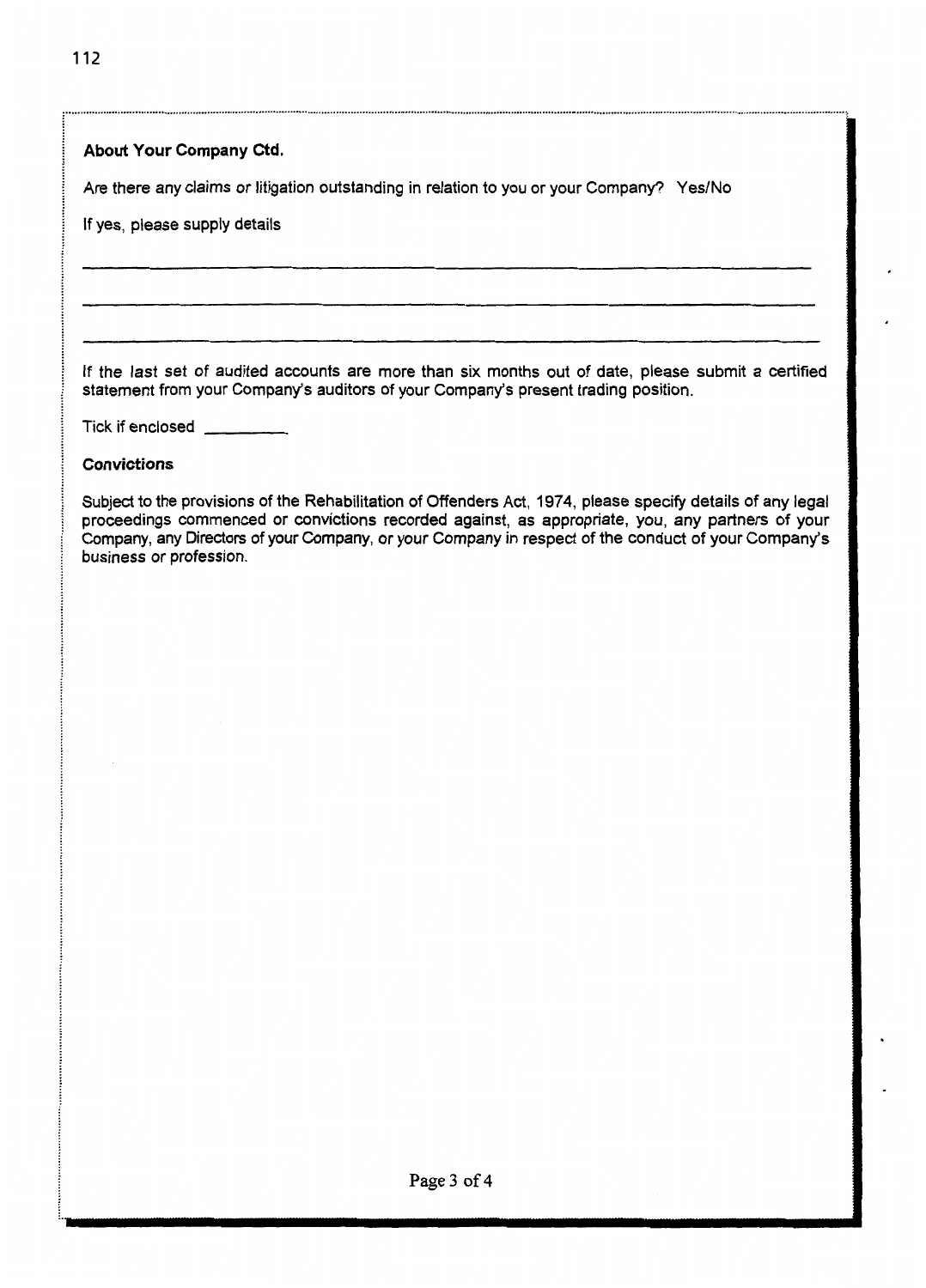### About Your Company Ctd.

Are there any claims or litigation outstanding in relation to you or your Company? Yes/No

If yes, please supply details

\_\_\_\_\_\_\_\_\_\_\_\_\_\_\_\_\_\_\_\_\_\_\_\_\_\_\_\_\_\_\_\_\_\_\_\_\_\_\_\_\_\_\_\_\_\_\_\_\_\_\_\_\_\_\_\_\_\_\_\_\_\_\_\_

\_\_\_\_\_\_\_\_\_\_\_\_\_\_\_\_\_\_\_\_\_\_\_\_\_\_\_\_\_\_\_\_\_\_\_\_\_\_\_\_\_\_\_\_\_\_\_\_\_\_\_\_\_\_\_\_\_\_\_\_\_\_\_\_

\_\_\_\_\_\_\_\_\_\_\_\_\_\_\_\_\_\_\_\_\_\_\_\_\_\_\_\_\_\_\_\_\_\_\_\_\_\_\_\_\_\_\_\_\_\_\_\_\_\_\_\_\_\_\_\_\_\_\_\_\_\_\_\_

If the last set of audited accounts are more than six months out of date, please submit a certified statement from your Company's auditors of your Company's present trading position.

Tick if enclosed \_\_\_\_\_\_\_\_\_.

#### Convictions

Subject to the provisions of the Rehabilitation of Offenders Act, 1974, please specify details of any legal proceedings commenced or convictions recorded against, as appropriate, you, any partners of your Company, any Directors of your Company, or your Company in respect of the conduct of your Company's business or profession.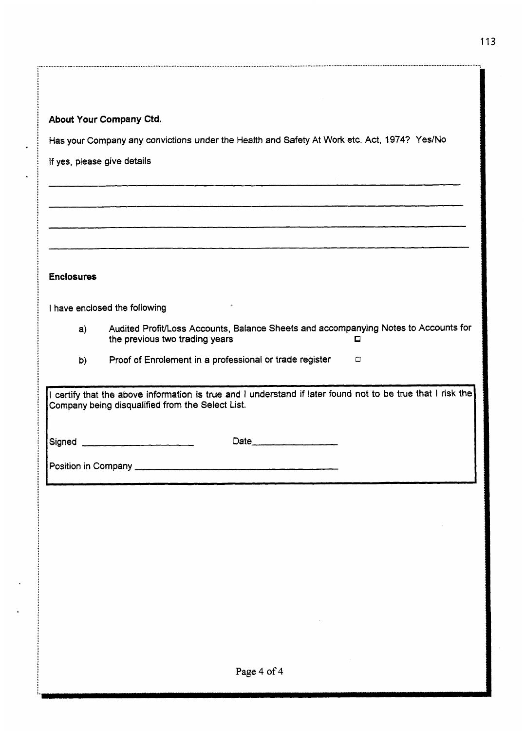**About Your Company Ctd.**

Has your Company any convictions under the Health and Safety At Work etc. Act, 1974? Yes/No

If yes, please give details

\_\_\_\_\_\_\_\_\_\_\_\_\_\_\_\_\_\_\_\_\_\_\_\_\_\_\_\_\_\_\_\_\_\_\_\_\_\_\_\_\_\_\_\_\_\_\_\_\_\_\_\_\_\_\_\_\_\_\_\_\_\_\_\_\_\_\_\_\_\_\_\_

\_\_\_\_\_\_\_\_\_\_\_\_\_\_\_\_\_\_\_\_\_\_\_\_\_\_\_\_\_\_\_\_\_\_\_\_\_\_\_\_\_\_\_\_\_\_\_\_\_\_\_\_\_\_\_\_\_\_\_\_\_\_\_\_\_\_\_\_\_\_\_\_

\_\_\_\_\_\_\_\_\_\_\_\_\_\_\_\_\_\_\_\_\_\_\_\_\_\_\_\_\_\_\_\_\_\_\_\_\_\_\_\_\_\_\_\_\_\_\_\_\_\_\_\_\_\_\_\_\_\_\_\_\_\_\_\_\_\_\_\_\_\_\_\_

\_\_\_\_\_\_\_\_\_\_\_\_\_\_\_\_\_\_\_\_\_\_\_\_\_\_\_\_\_\_\_\_\_\_\_\_\_\_\_\_\_\_\_\_\_\_\_\_\_\_\_\_\_\_\_\_\_\_\_\_\_\_\_\_\_\_\_\_\_\_\_\_

**Enclosures**

I have enclosed the following

a) Audited Profit/Loss Accounts, Balance Sheets and accompanying Notes to Accounts for the previous two trading years ☐

b) Proof of Enrolement in a professional or trade register ☐

I certify that the above information is true and I understand if later found not to be true that I risk the Company being disqualified from the Select List.

Signed \_\_\_\_\_\_\_\_\_\_\_\_\_\_\_\_\_\_\_\_\_\_ Date\_\_\_\_\_\_\_\_\_\_\_\_\_\_\_\_

Position in Company \_\_\_\_\_\_\_\_\_\_\_\_\_\_\_\_\_\_\_\_\_\_\_\_\_\_\_\_\_\_\_\_\_\_\_\_\_\_